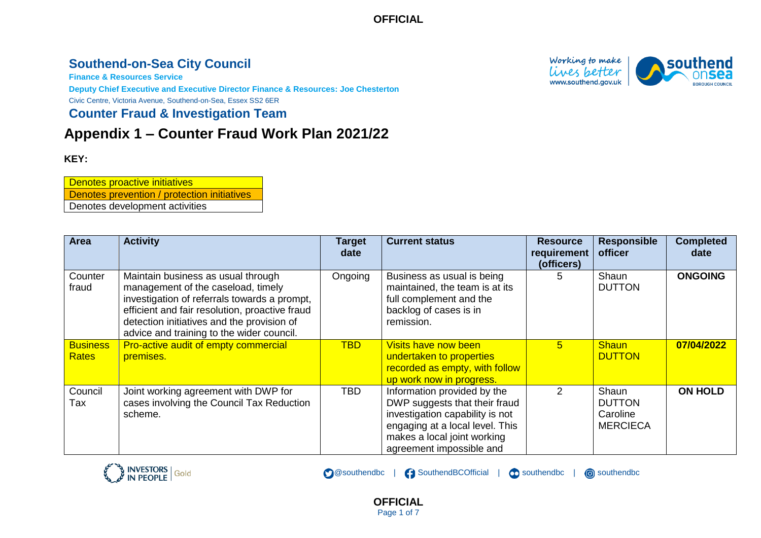# Southend-on-Sea City Council

**Finance & Resources Service**

**Deputy Chief Executive and Executive Director Finance & Resources: Joe Chesterton**

Civic Centre, Victoria Avenue, Southend-on-Sea, Essex SS2 6ER

## Counter Fraud & Investigation Team

# Appendix 1 – Counter Fraud Work Plan 2021/22

**KEY:**

| Denotes proactive initiatives |
|---|
| Denotes prevention / protection initiatives |
| Denotes development activities |

| Area | Activity | Target date | Current status | Resource requirement (officers) | Responsible officer | Completed date |
|---|---|---|---|---|---|---|
| Counter fraud | Maintain business as usual through management of the caseload, timely investigation of referrals towards a prompt, efficient and fair resolution, proactive fraud detection initiatives and the provision of advice and training to the wider council. | Ongoing | Business as usual is being maintained, the team is at its full complement and the backlog of cases is in remission. | 5 | Shaun DUTTON | **ONGOING** |
| Business Rates | Pro-active audit of empty commercial premises. | TBD | Visits have now been undertaken to properties recorded as empty, with follow up work now in progress. | 5 | Shaun DUTTON | **07/04/2022** |
| Council Tax | Joint working agreement with DWP for cases involving the Council Tax Reduction scheme. | TBD | Information provided by the DWP suggests that their fraud investigation capability is not engaging at a local level. This makes a local joint working agreement impossible and | 2 | Shaun DUTTON Caroline MERCIECA | **ON HOLD** |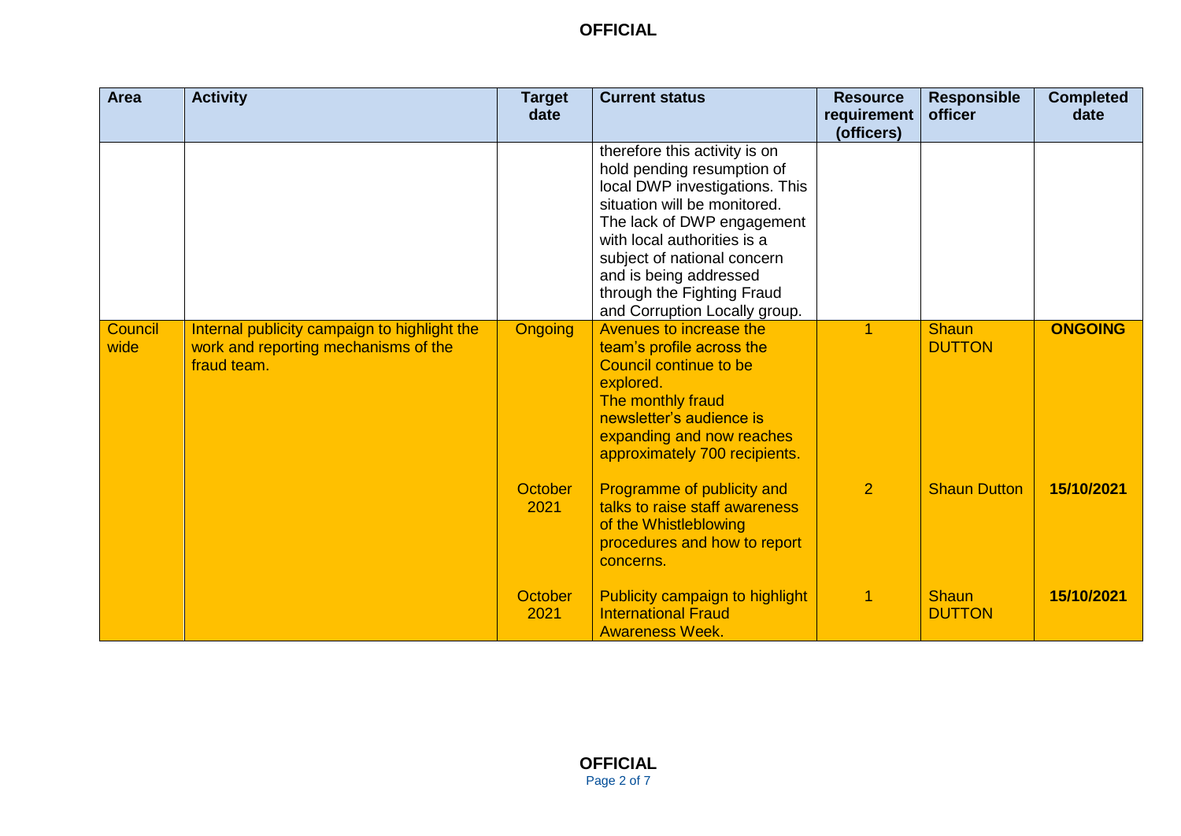| Area | Activity | Target date | Current status | Resource requirement (officers) | Responsible officer | Completed date |
|---|---|---|---|---|---|---|
| | | | therefore this activity is on hold pending resumption of local DWP investigations. This situation will be monitored. The lack of DWP engagement with local authorities is a subject of national concern and is being addressed through the Fighting Fraud and Corruption Locally group. | | | |
| Council wide | Internal publicity campaign to highlight the work and reporting mechanisms of the fraud team. | Ongoing | Avenues to increase the team's profile across the Council continue to be explored. The monthly fraud newsletter's audience is expanding and now reaches approximately 700 recipients. | 1 | Shaun DUTTON | **ONGOING** |
| | | October 2021 | Programme of publicity and talks to raise staff awareness of the Whistleblowing procedures and how to report concerns. | 2 | Shaun Dutton | **15/10/2021** |
| | | October 2021 | Publicity campaign to highlight International Fraud Awareness Week. | 1 | Shaun DUTTON | **15/10/2021** |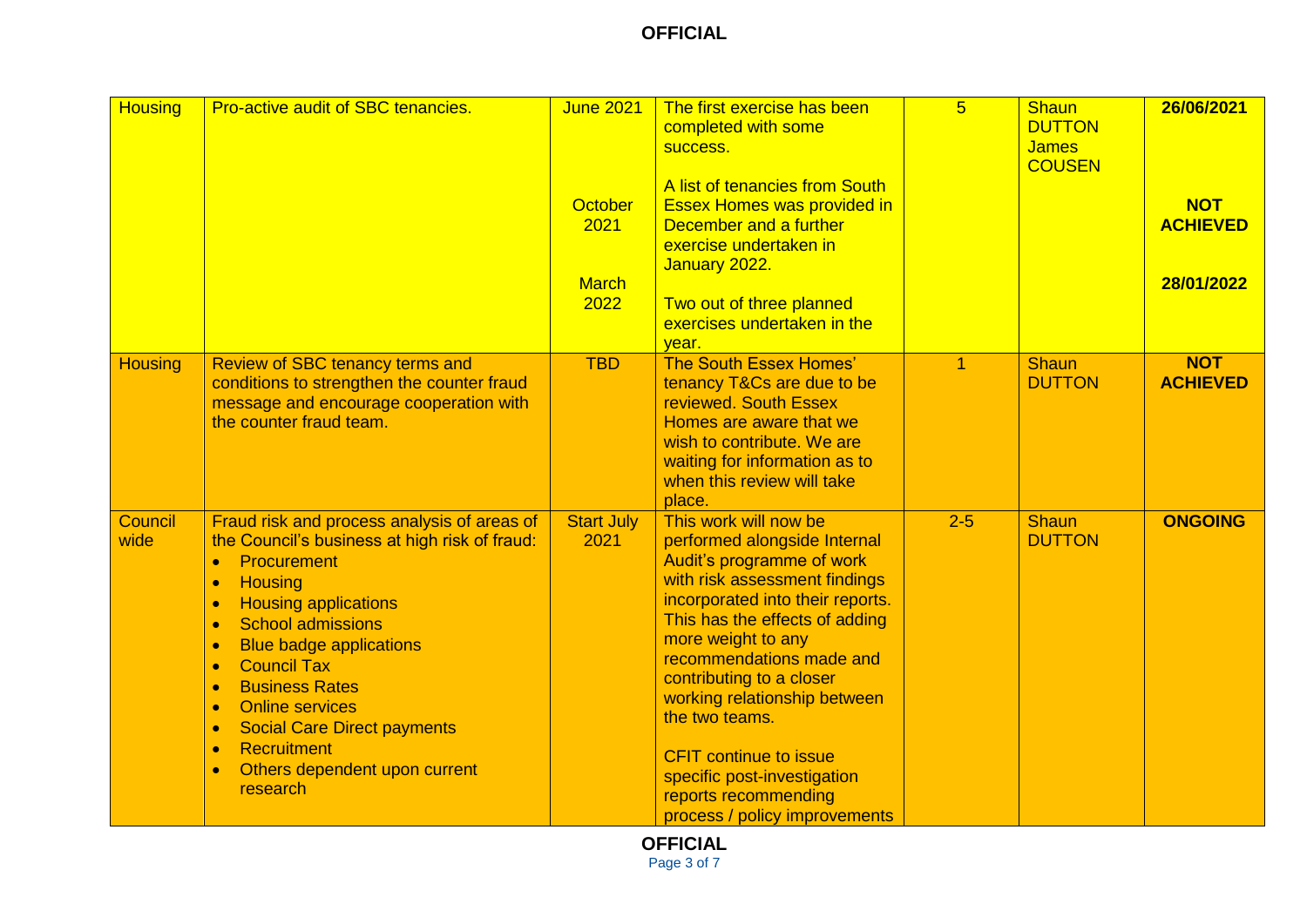| Housing | Pro-active audit of SBC tenancies. | June 2021<br><br><br>October 2021<br><br><br>March 2022 | The first exercise has been completed with some success.<br><br>A list of tenancies from South Essex Homes was provided in December and a further exercise undertaken in January 2022.<br><br>Two out of three planned exercises undertaken in the year. | 5 | Shaun DUTTON<br>James COUSEN | **26/06/2021**<br><br><br>**NOT ACHIEVED**<br><br><br>**28/01/2022** |
|---|---|---|---|---|---|---|
| Housing | Review of SBC tenancy terms and conditions to strengthen the counter fraud message and encourage cooperation with the counter fraud team. | TBD | The South Essex Homes' tenancy T&Cs are due to be reviewed. South Essex Homes are aware that we wish to contribute. We are waiting for information as to when this review will take place. | 1 | Shaun DUTTON | **NOT ACHIEVED** |
| Council wide | Fraud risk and process analysis of areas of the Council's business at high risk of fraud:<br>• Procurement<br>• Housing<br>• Housing applications<br>• School admissions<br>• Blue badge applications<br>• Council Tax<br>• Business Rates<br>• Online services<br>• Social Care Direct payments<br>• Recruitment<br>• Others dependent upon current research | Start July 2021 | This work will now be performed alongside Internal Audit's programme of work with risk assessment findings incorporated into their reports. This has the effects of adding more weight to any recommendations made and contributing to a closer working relationship between the two teams.<br><br>CFIT continue to issue specific post-investigation reports recommending process / policy improvements | 2-5 | Shaun DUTTON | **ONGOING** |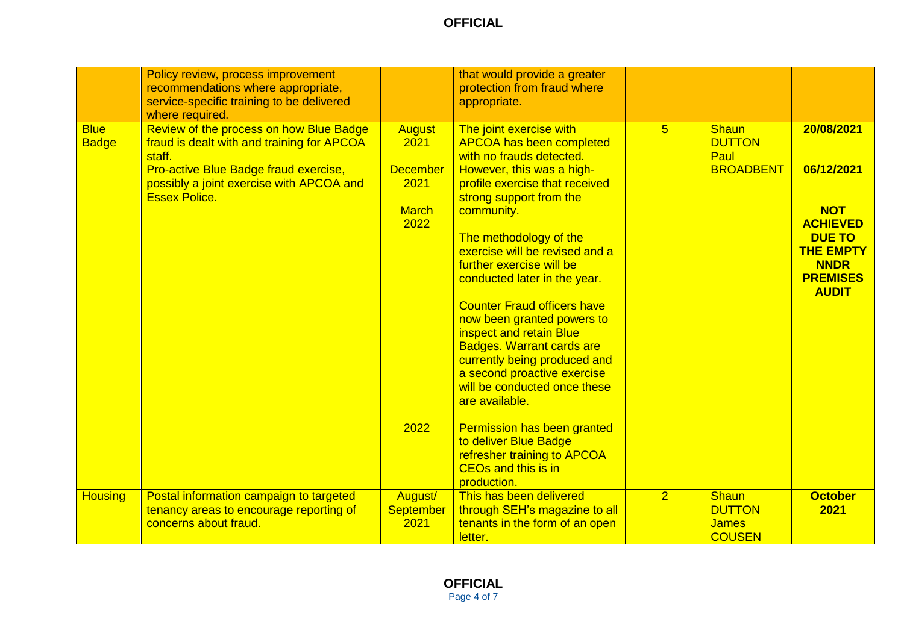| | | | | | | |
|---|---|---|---|---|---|---|
| | Policy review, process improvement recommendations where appropriate, service-specific training to be delivered where required. | | that would provide a greater protection from fraud where appropriate. | | | |
| Blue Badge | Review of the process on how Blue Badge fraud is dealt with and training for APCOA staff.<br>Pro-active Blue Badge fraud exercise, possibly a joint exercise with APCOA and Essex Police. | August 2021<br><br>December 2021<br><br>March 2022<br><br><br><br><br><br><br><br><br><br><br><br>2022 | The joint exercise with APCOA has been completed with no frauds detected. However, this was a high-profile exercise that received strong support from the community.<br><br>The methodology of the exercise will be revised and a further exercise will be conducted later in the year.<br><br>Counter Fraud officers have now been granted powers to inspect and retain Blue Badges. Warrant cards are currently being produced and a second proactive exercise will be conducted once these are available.<br><br>Permission has been granted to deliver Blue Badge refresher training to APCOA CEOs and this is in production. | 5 | Shaun DUTTON<br>Paul BROADBENT | **20/08/2021**<br><br>**06/12/2021**<br><br>**NOT ACHIEVED DUE TO THE EMPTY NNDR PREMISES AUDIT** |
| Housing | Postal information campaign to targeted tenancy areas to encourage reporting of concerns about fraud. | August/ September 2021 | This has been delivered through SEH's magazine to all tenants in the form of an open letter. | 2 | Shaun DUTTON<br>James COUSEN | **October 2021** |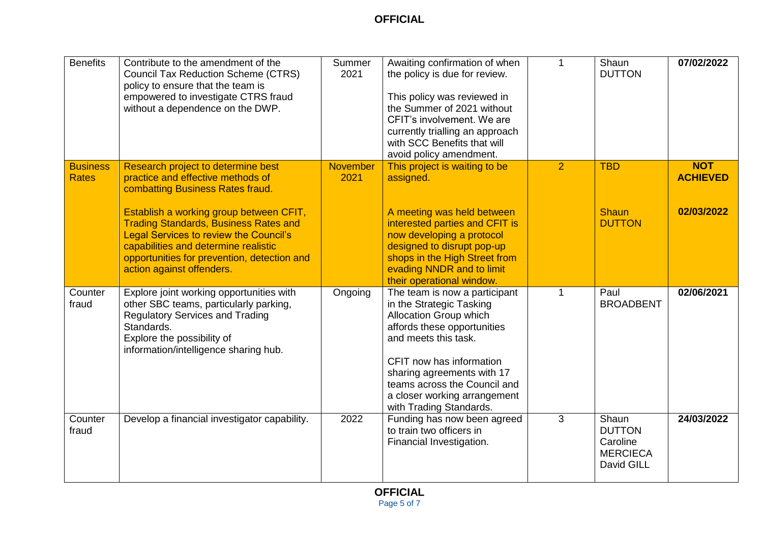| Benefits | Contribute to the amendment of the Council Tax Reduction Scheme (CTRS) policy to ensure that the team is empowered to investigate CTRS fraud without a dependence on the DWP. | Summer 2021 | Awaiting confirmation of when the policy is due for review.<br><br>This policy was reviewed in the Summer of 2021 without CFIT's involvement. We are currently trialling an approach with SCC Benefits that will avoid policy amendment. | 1 | Shaun DUTTON | **07/02/2022** |
|---|---|---|---|---|---|---|
| Business Rates | Research project to determine best practice and effective methods of combatting Business Rates fraud.<br><br>Establish a working group between CFIT, Trading Standards, Business Rates and Legal Services to review the Council's capabilities and determine realistic opportunities for prevention, detection and action against offenders. | November 2021 | This project is waiting to be assigned.<br><br>A meeting was held between interested parties and CFIT is now developing a protocol designed to disrupt pop-up shops in the High Street from evading NNDR and to limit their operational window. | 2 | TBD<br><br>Shaun DUTTON | **NOT ACHIEVED**<br><br>**02/03/2022** |
| Counter fraud | Explore joint working opportunities with other SBC teams, particularly parking, Regulatory Services and Trading Standards.<br>Explore the possibility of information/intelligence sharing hub. | Ongoing | The team is now a participant in the Strategic Tasking Allocation Group which affords these opportunities and meets this task.<br><br>CFIT now has information sharing agreements with 17 teams across the Council and a closer working arrangement with Trading Standards. | 1 | Paul BROADBENT | **02/06/2021** |
| Counter fraud | Develop a financial investigator capability. | 2022 | Funding has now been agreed to train two officers in Financial Investigation. | 3 | Shaun DUTTON<br>Caroline MERCIECA<br>David GILL | **24/03/2022** |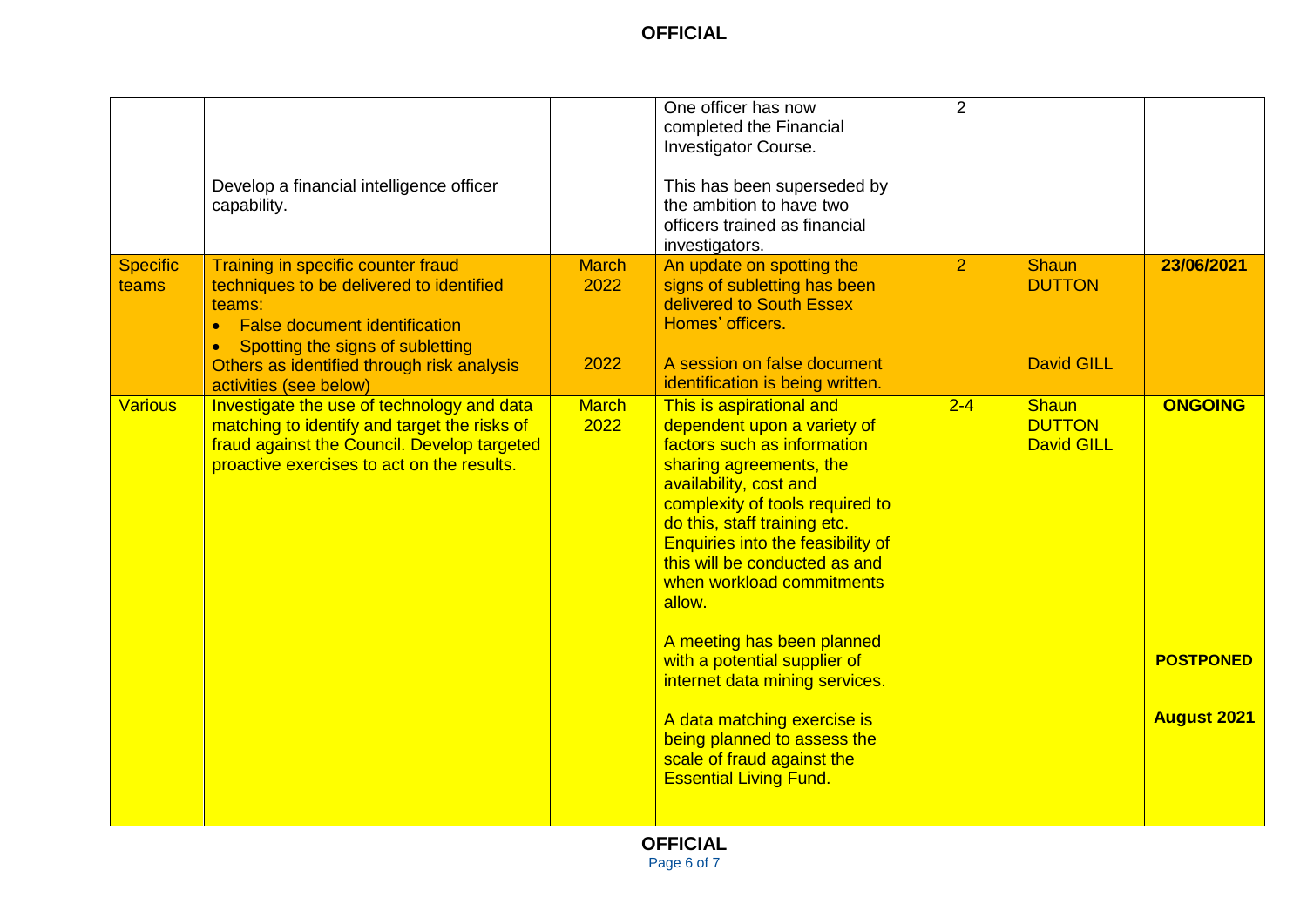| | | | | | | |
|---|---|---|---|---|---|---|
| | Develop a financial intelligence officer capability. | | One officer has now completed the Financial Investigator Course.<br><br>This has been superseded by the ambition to have two officers trained as financial investigators. | 2 | | |
| Specific teams | Training in specific counter fraud techniques to be delivered to identified teams:<br>• False document identification<br>• Spotting the signs of subletting<br>Others as identified through risk analysis activities (see below) | March 2022<br><br><br>2022 | An update on spotting the signs of subletting has been delivered to South Essex Homes' officers.<br><br>A session on false document identification is being written. | 2 | Shaun DUTTON<br><br><br>David GILL | **23/06/2021** |
| Various | Investigate the use of technology and data matching to identify and target the risks of fraud against the Council. Develop targeted proactive exercises to act on the results. | March 2022 | This is aspirational and dependent upon a variety of factors such as information sharing agreements, the availability, cost and complexity of tools required to do this, staff training etc. Enquiries into the feasibility of this will be conducted as and when workload commitments allow.<br><br>A meeting has been planned with a potential supplier of internet data mining services.<br><br>A data matching exercise is being planned to assess the scale of fraud against the Essential Living Fund. | 2-4 | Shaun DUTTON<br>David GILL | **ONGOING**<br><br><br><br><br>**POSTPONED**<br><br>**August 2021** |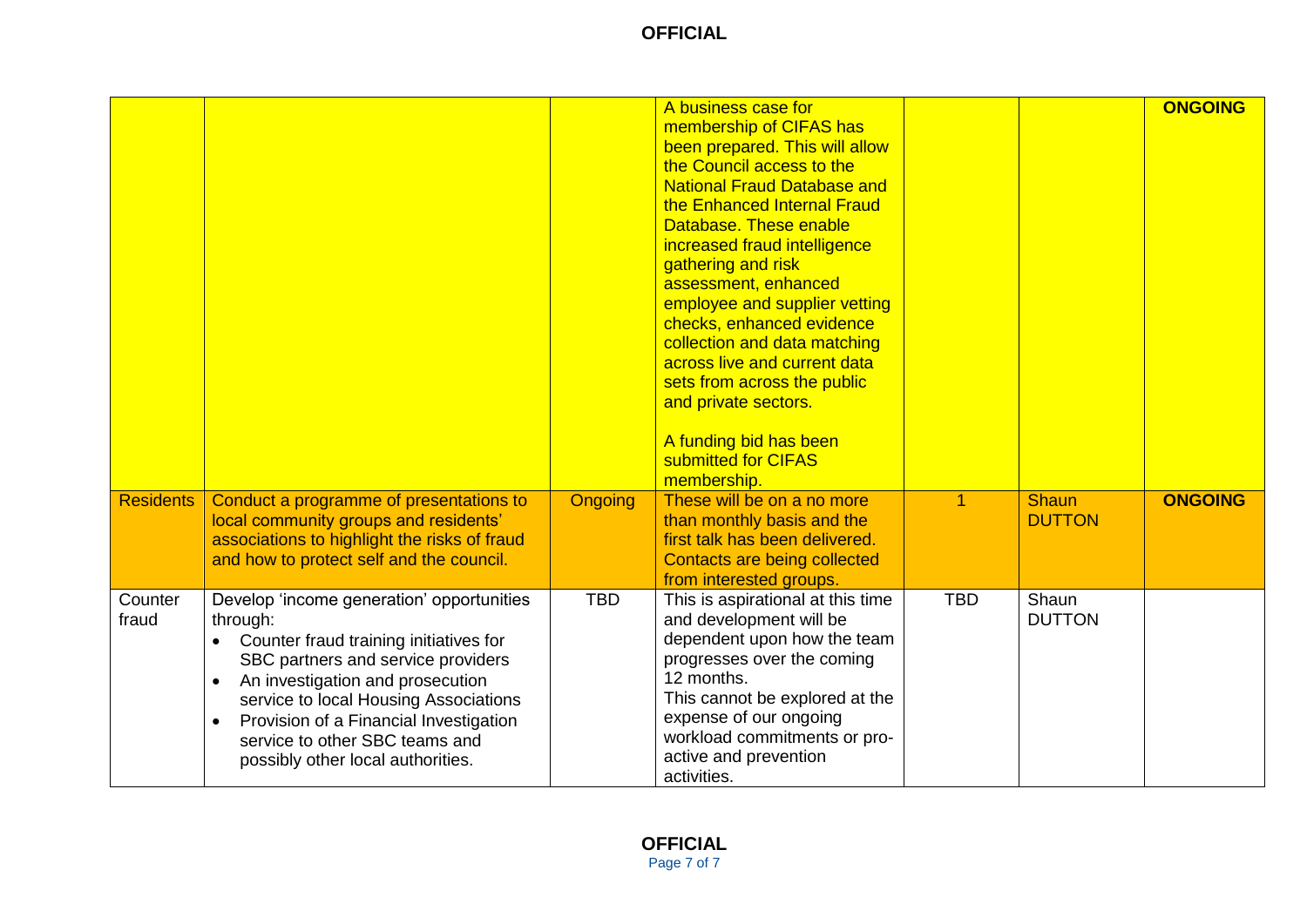| | | | | | | |
|---|---|---|---|---|---|---|
| | | | A business case for membership of CIFAS has been prepared. This will allow the Council access to the National Fraud Database and the Enhanced Internal Fraud Database. These enable increased fraud intelligence gathering and risk assessment, enhanced employee and supplier vetting checks, enhanced evidence collection and data matching across live and current data sets from across the public and private sectors.<br><br>A funding bid has been submitted for CIFAS membership. | | | **ONGOING** |
| Residents | Conduct a programme of presentations to local community groups and residents' associations to highlight the risks of fraud and how to protect self and the council. | Ongoing | These will be on a no more than monthly basis and the first talk has been delivered. Contacts are being collected from interested groups. | 1 | Shaun DUTTON | **ONGOING** |
| Counter fraud | Develop 'income generation' opportunities through:<br>• Counter fraud training initiatives for SBC partners and service providers<br>• An investigation and prosecution service to local Housing Associations<br>• Provision of a Financial Investigation service to other SBC teams and possibly other local authorities. | TBD | This is aspirational at this time and development will be dependent upon how the team progresses over the coming 12 months.<br>This cannot be explored at the expense of our ongoing workload commitments or pro-active and prevention activities. | TBD | Shaun DUTTON | |